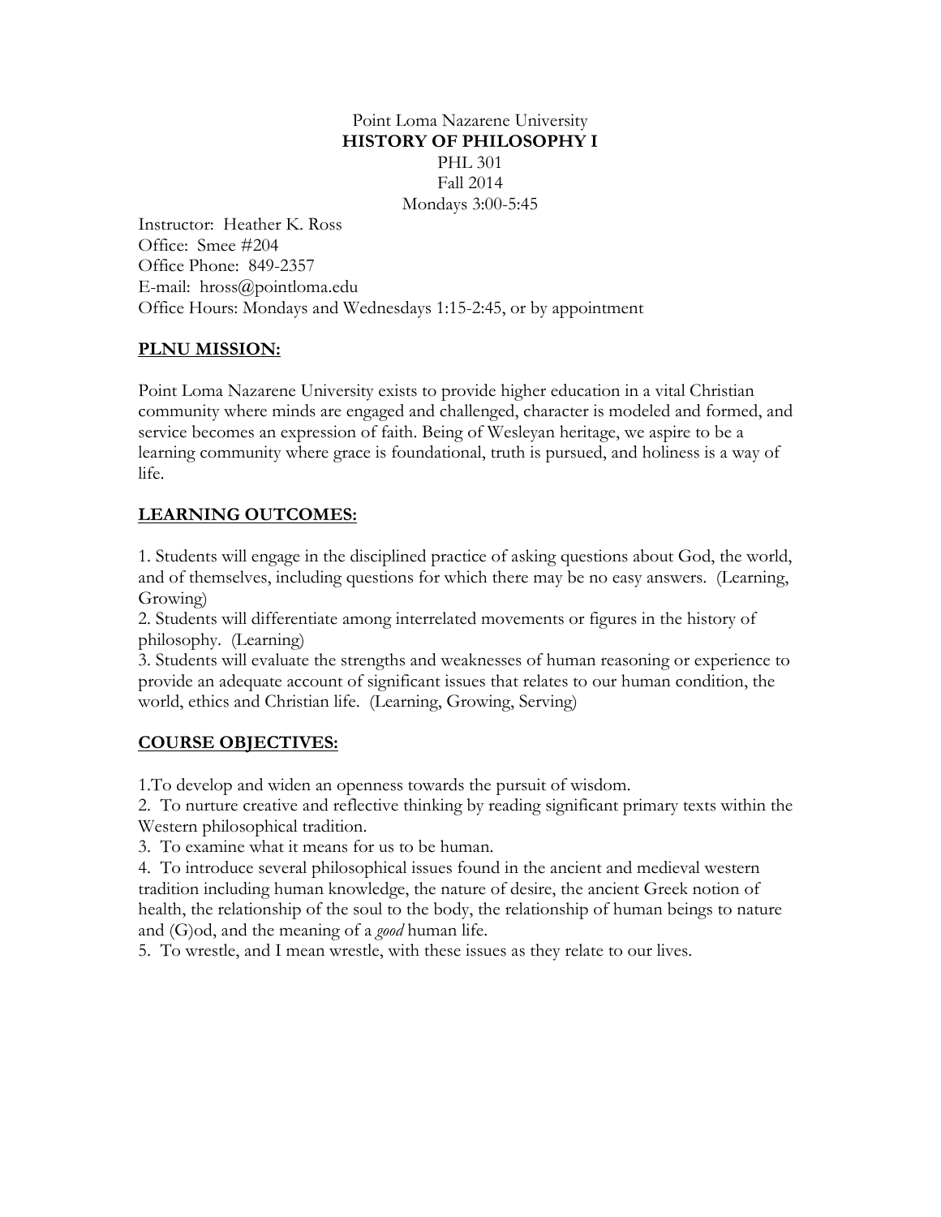Point Loma Nazarene University

**HISTORY OF PHILOSOPHY I**

PHL 301

Fall 2014

Mondays 3:00-5:45

Instructor: Heather K. Ross
Office: Smee #204
Office Phone: 849-2357
E-mail: hross@pointloma.edu
Office Hours: Mondays and Wednesdays 1:15-2:45, or by appointment

## PLNU MISSION:

Point Loma Nazarene University exists to provide higher education in a vital Christian community where minds are engaged and challenged, character is modeled and formed, and service becomes an expression of faith. Being of Wesleyan heritage, we aspire to be a learning community where grace is foundational, truth is pursued, and holiness is a way of life.

## LEARNING OUTCOMES:

1. Students will engage in the disciplined practice of asking questions about God, the world, and of themselves, including questions for which there may be no easy answers. (Learning, Growing)
2. Students will differentiate among interrelated movements or figures in the history of philosophy. (Learning)
3. Students will evaluate the strengths and weaknesses of human reasoning or experience to provide an adequate account of significant issues that relates to our human condition, the world, ethics and Christian life. (Learning, Growing, Serving)

## COURSE OBJECTIVES:

1. To develop and widen an openness towards the pursuit of wisdom.
2. To nurture creative and reflective thinking by reading significant primary texts within the Western philosophical tradition.
3. To examine what it means for us to be human.
4. To introduce several philosophical issues found in the ancient and medieval western tradition including human knowledge, the nature of desire, the ancient Greek notion of health, the relationship of the soul to the body, the relationship of human beings to nature and (G)od, and the meaning of a *good* human life.
5. To wrestle, and I mean wrestle, with these issues as they relate to our lives.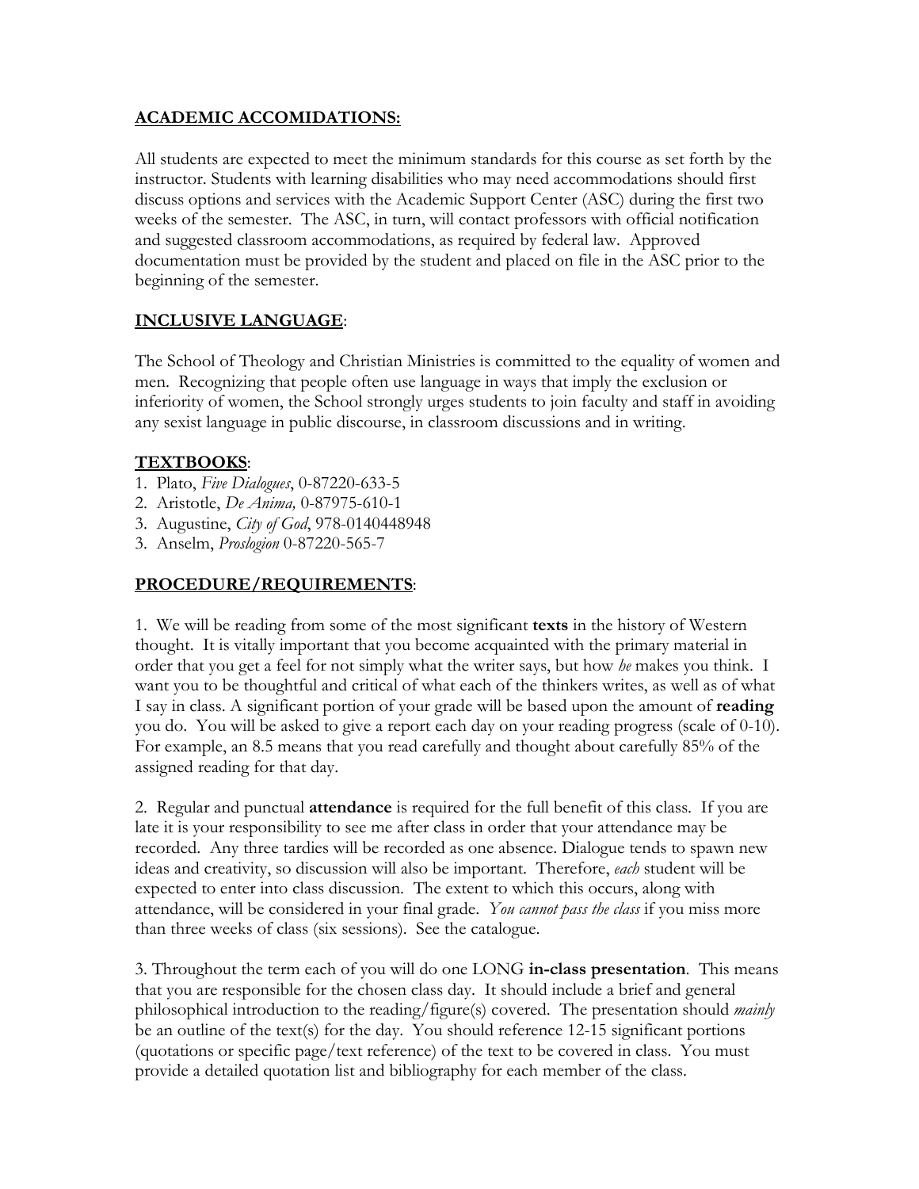**ACADEMIC ACCOMIDATIONS:**

All students are expected to meet the minimum standards for this course as set forth by the instructor. Students with learning disabilities who may need accommodations should first discuss options and services with the Academic Support Center (ASC) during the first two weeks of the semester. The ASC, in turn, will contact professors with official notification and suggested classroom accommodations, as required by federal law. Approved documentation must be provided by the student and placed on file in the ASC prior to the beginning of the semester.

**INCLUSIVE LANGUAGE**:

The School of Theology and Christian Ministries is committed to the equality of women and men. Recognizing that people often use language in ways that imply the exclusion or inferiority of women, the School strongly urges students to join faculty and staff in avoiding any sexist language in public discourse, in classroom discussions and in writing.

**TEXTBOOKS**:

1. Plato, *Five Dialogues*, 0-87220-633-5
2. Aristotle, *De Anima,* 0-87975-610-1
3. Augustine, *City of God*, 978-0140448948
3. Anselm, *Proslogion* 0-87220-565-7

**PROCEDURE/REQUIREMENTS**:

1. We will be reading from some of the most significant **texts** in the history of Western thought. It is vitally important that you become acquainted with the primary material in order that you get a feel for not simply what the writer says, but how *he* makes you think. I want you to be thoughtful and critical of what each of the thinkers writes, as well as of what I say in class. A significant portion of your grade will be based upon the amount of **reading** you do. You will be asked to give a report each day on your reading progress (scale of 0-10). For example, an 8.5 means that you read carefully and thought about carefully 85% of the assigned reading for that day.

2. Regular and punctual **attendance** is required for the full benefit of this class. If you are late it is your responsibility to see me after class in order that your attendance may be recorded. Any three tardies will be recorded as one absence. Dialogue tends to spawn new ideas and creativity, so discussion will also be important. Therefore, *each* student will be expected to enter into class discussion. The extent to which this occurs, along with attendance, will be considered in your final grade. *You cannot pass the class* if you miss more than three weeks of class (six sessions). See the catalogue.

3. Throughout the term each of you will do one LONG **in-class presentation**. This means that you are responsible for the chosen class day. It should include a brief and general philosophical introduction to the reading/figure(s) covered. The presentation should *mainly* be an outline of the text(s) for the day. You should reference 12-15 significant portions (quotations or specific page/text reference) of the text to be covered in class. You must provide a detailed quotation list and bibliography for each member of the class.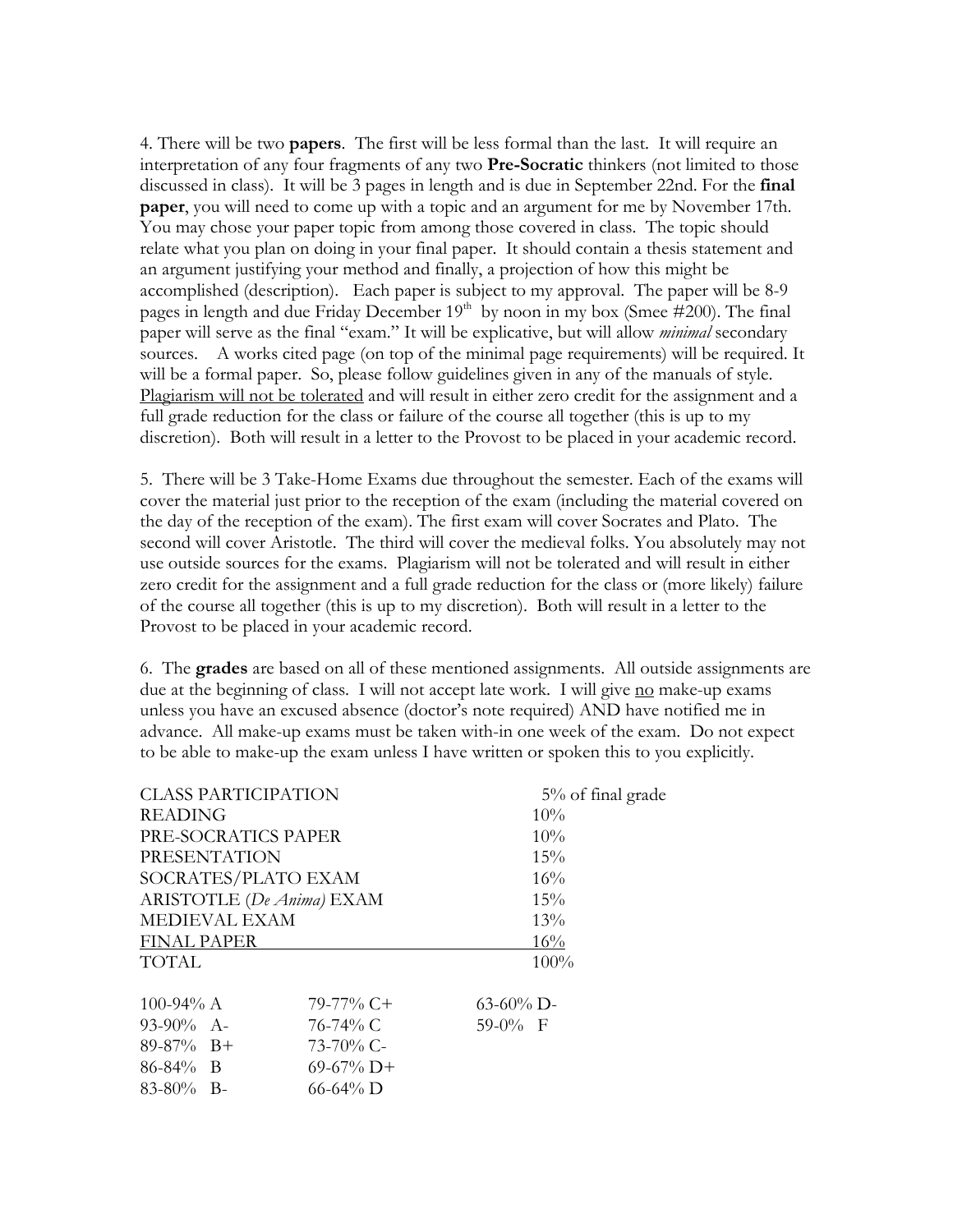4. There will be two **papers**. The first will be less formal than the last. It will require an interpretation of any four fragments of any two **Pre-Socratic** thinkers (not limited to those discussed in class). It will be 3 pages in length and is due in September 22nd. For the **final paper**, you will need to come up with a topic and an argument for me by November 17th. You may chose your paper topic from among those covered in class. The topic should relate what you plan on doing in your final paper. It should contain a thesis statement and an argument justifying your method and finally, a projection of how this might be accomplished (description). Each paper is subject to my approval. The paper will be 8-9 pages in length and due Friday December 19th by noon in my box (Smee #200). The final paper will serve as the final "exam." It will be explicative, but will allow *minimal* secondary sources. A works cited page (on top of the minimal page requirements) will be required. It will be a formal paper. So, please follow guidelines given in any of the manuals of style. Plagiarism will not be tolerated and will result in either zero credit for the assignment and a full grade reduction for the class or failure of the course all together (this is up to my discretion). Both will result in a letter to the Provost to be placed in your academic record.

5. There will be 3 Take-Home Exams due throughout the semester. Each of the exams will cover the material just prior to the reception of the exam (including the material covered on the day of the reception of the exam). The first exam will cover Socrates and Plato. The second will cover Aristotle. The third will cover the medieval folks. You absolutely may not use outside sources for the exams. Plagiarism will not be tolerated and will result in either zero credit for the assignment and a full grade reduction for the class or (more likely) failure of the course all together (this is up to my discretion). Both will result in a letter to the Provost to be placed in your academic record.

6. The **grades** are based on all of these mentioned assignments. All outside assignments are due at the beginning of class. I will not accept late work. I will give no make-up exams unless you have an excused absence (doctor's note required) AND have notified me in advance. All make-up exams must be taken with-in one week of the exam. Do not expect to be able to make-up the exam unless I have written or spoken this to you explicitly.

| | |
|---|---|
| CLASS PARTICIPATION | 5% of final grade |
| READING | 10% |
| PRE-SOCRATICS PAPER | 10% |
| PRESENTATION | 15% |
| SOCRATES/PLATO EXAM | 16% |
| ARISTOTLE (*De Anima*) EXAM | 15% |
| MEDIEVAL EXAM | 13% |
| FINAL PAPER | 16% |
| TOTAL | 100% |

| | | |
|---|---|---|
| 100-94% A | 79-77% C+ | 63-60% D- |
| 93-90% A- | 76-74% C | 59-0% F |
| 89-87% B+ | 73-70% C- | |
| 86-84% B | 69-67% D+ | |
| 83-80% B- | 66-64% D | |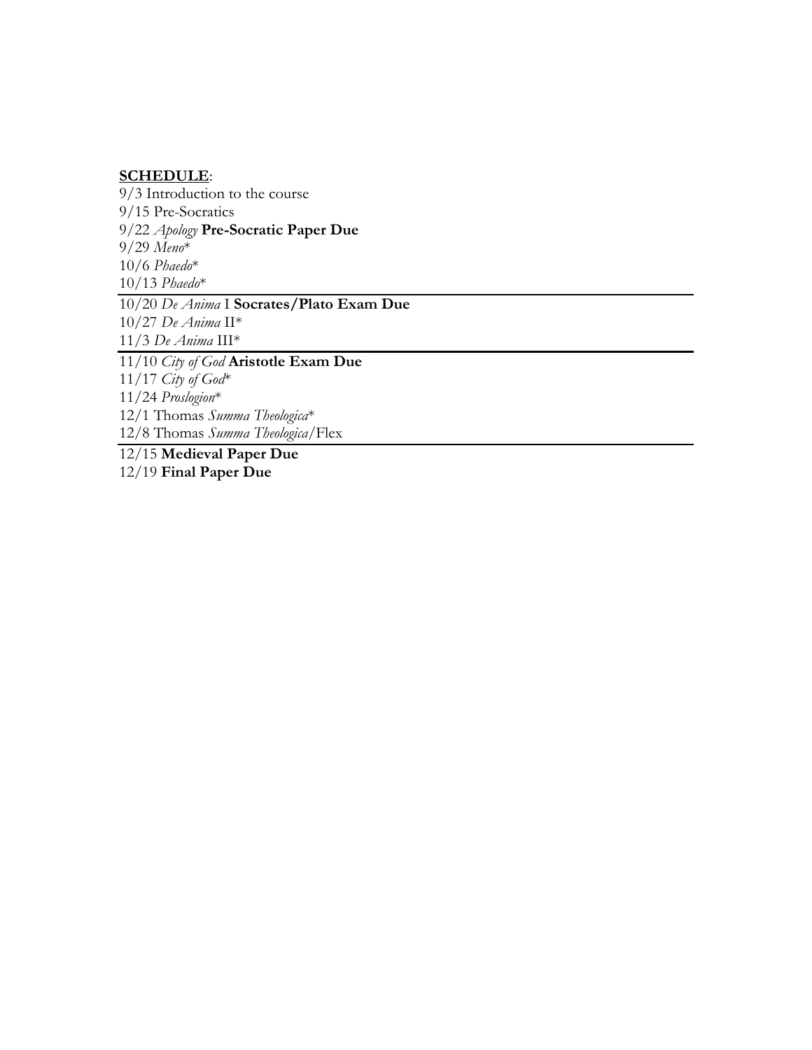**<u>SCHEDULE</u>**:

9/3 Introduction to the course
9/15 Pre-Socratics
9/22 *Apology* **Pre-Socratic Paper Due**
9/29 *Meno**
10/6 *Phaedo**
10/13 *Phaedo**

---

10/20 *De Anima* I **Socrates/Plato Exam Due**
10/27 *De Anima* II*
11/3 *De Anima* III*

---

11/10 *City of God* **Aristotle Exam Due**
11/17 *City of God**
11/24 *Proslogion**
12/1 Thomas *Summa Theologica**
12/8 Thomas *Summa Theologica*/Flex

---

12/15 **Medieval Paper Due**
12/19 **Final Paper Due**